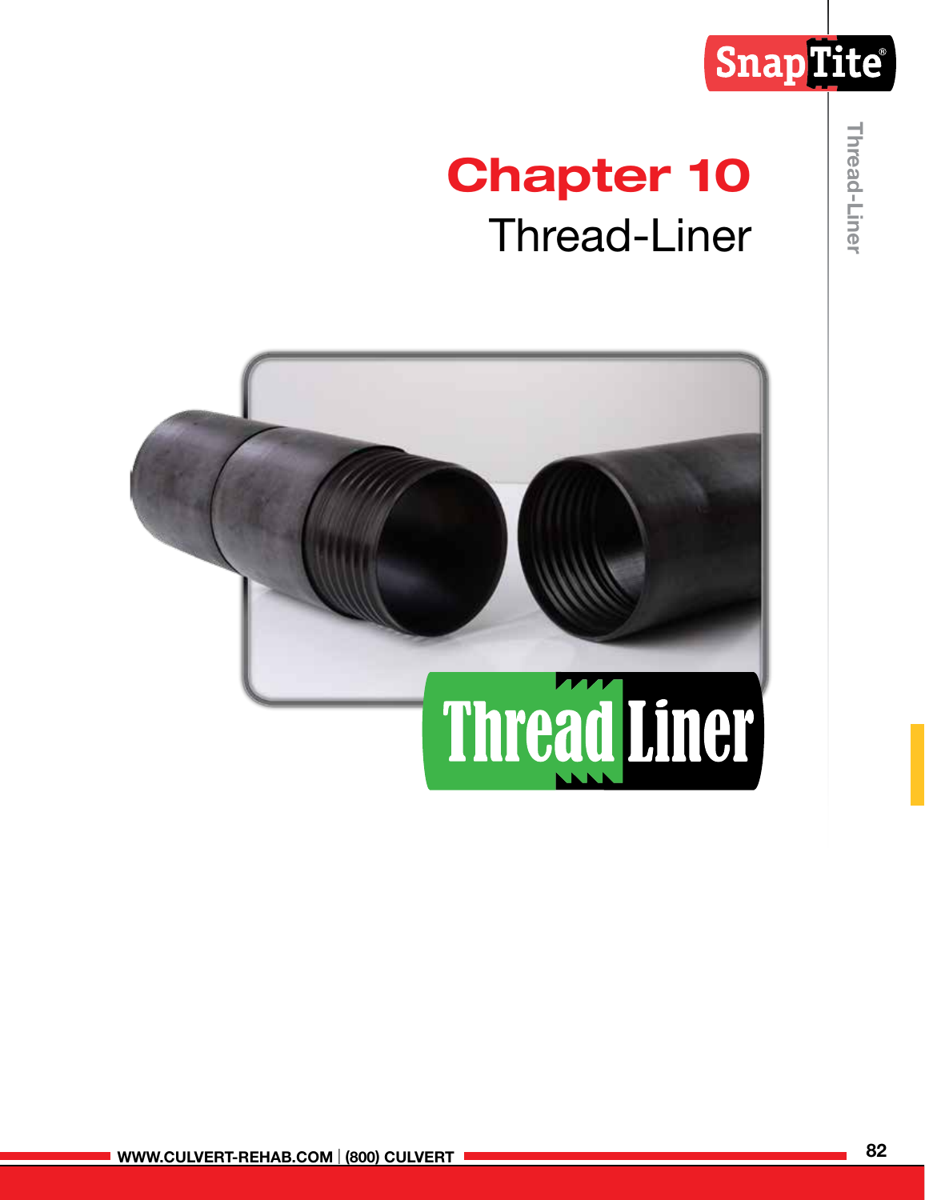# Chapter 10
## Thread-Liner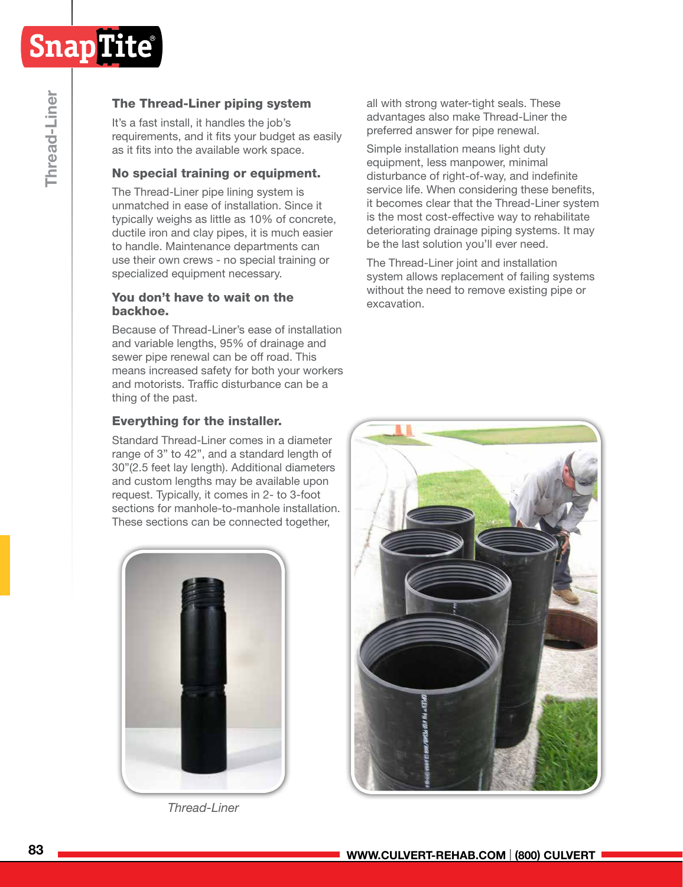## The Thread-Liner piping system

It's a fast install, it handles the job's requirements, and it fits your budget as easily as it fits into the available work space.

### No special training or equipment.

The Thread-Liner pipe lining system is unmatched in ease of installation. Since it typically weighs as little as 10% of concrete, ductile iron and clay pipes, it is much easier to handle. Maintenance departments can use their own crews - no special training or specialized equipment necessary.

### You don't have to wait on the backhoe.

Because of Thread-Liner's ease of installation and variable lengths, 95% of drainage and sewer pipe renewal can be off road. This means increased safety for both your workers and motorists. Traffic disturbance can be a thing of the past.

### Everything for the installer.

Standard Thread-Liner comes in a diameter range of 3" to 42", and a standard length of 30"(2.5 feet lay length). Additional diameters and custom lengths may be available upon request. Typically, it comes in 2- to 3-foot sections for manhole-to-manhole installation. These sections can be connected together, all with strong water-tight seals. These advantages also make Thread-Liner the preferred answer for pipe renewal.

Simple installation means light duty equipment, less manpower, minimal disturbance of right-of-way, and indefinite service life. When considering these benefits, it becomes clear that the Thread-Liner system is the most cost-effective way to rehabilitate deteriorating drainage piping systems. It may be the last solution you'll ever need.

The Thread-Liner joint and installation system allows replacement of failing systems without the need to remove existing pipe or excavation.

*Thread-Liner*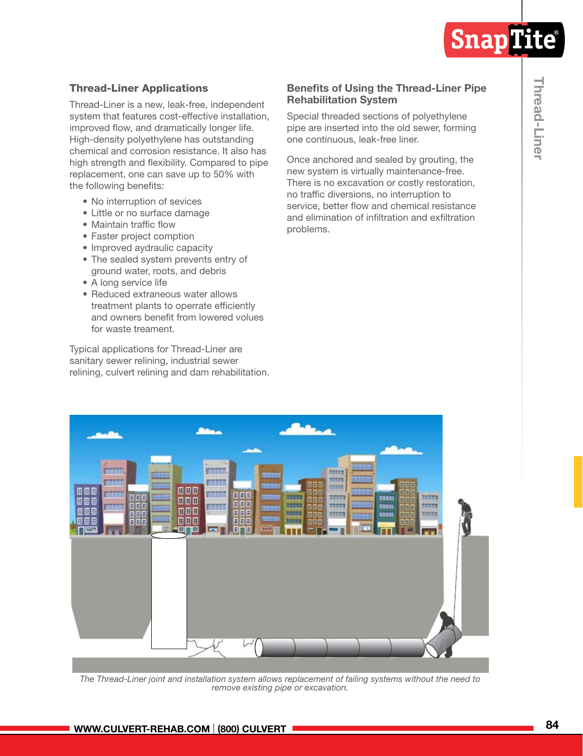## Thread-Liner Applications

Thread-Liner is a new, leak-free, independent system that features cost-effective installation, improved flow, and dramatically longer life. High-density polyethylene has outstanding chemical and corrosion resistance. It also has high strength and flexibility. Compared to pipe replacement, one can save up to 50% with the following benefits:

- No interruption of sevices
- Little or no surface damage
- Maintain traffic flow
- Faster project comption
- Improved aydraulic capacity
- The sealed system prevents entry of ground water, roots, and debris
- A long service life
- Reduced extraneous water allows treatment plants to operrate efficiently and owners benefit from lowered volues for waste treament.

Typical applications for Thread-Liner are sanitary sewer relining, industrial sewer relining, culvert relining and dam rehabilitation.

## Benefits of Using the Thread-Liner Pipe Rehabilitation System

Special threaded sections of polyethylene pipe are inserted into the old sewer, forming one continuous, leak-free liner.

Once anchored and sealed by grouting, the new system is virtually maintenance-free. There is no excavation or costly restoration, no traffic diversions, no interruption to service, better flow and chemical resistance and elimination of infiltration and exfiltration problems.

*The Thread-Liner joint and installation system allows replacement of failing systems without the need to remove existing pipe or excavation.*